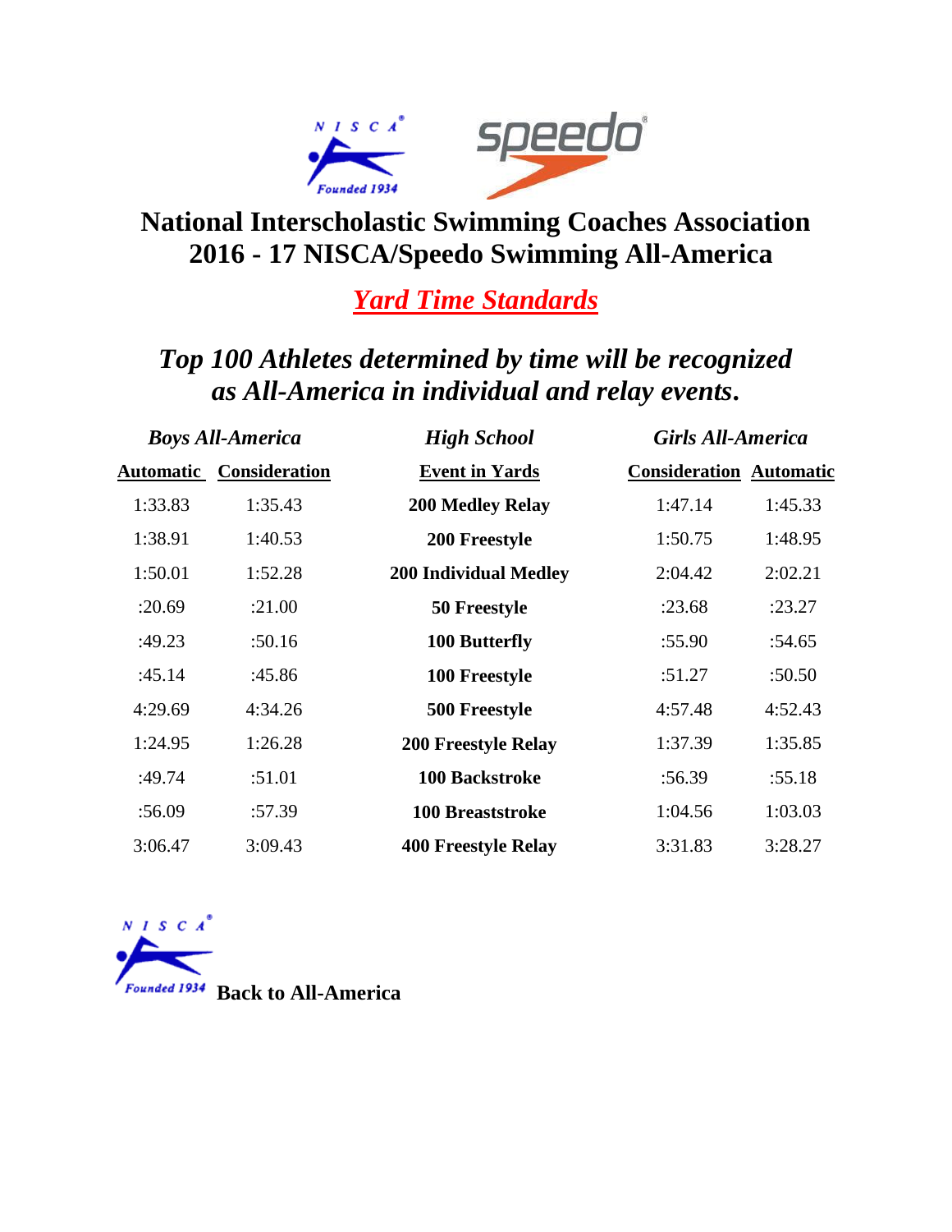# National Interscholastic Swimming Coaches Association
# 2016 - 17 NISCA/Speedo Swimming All-America

## *Yard Time Standards*

### *Top 100 Athletes determined by time will be recognized as All-America in individual and relay events.*

| *Boys All-America* | | *High School* | *Girls All-America* | |
|---|---|---|---|---|
| **Automatic** | **Consideration** | **Event in Yards** | **Consideration** | **Automatic** |
| 1:33.83 | 1:35.43 | **200 Medley Relay** | 1:47.14 | 1:45.33 |
| 1:38.91 | 1:40.53 | **200 Freestyle** | 1:50.75 | 1:48.95 |
| 1:50.01 | 1:52.28 | **200 Individual Medley** | 2:04.42 | 2:02.21 |
| :20.69 | :21.00 | **50 Freestyle** | :23.68 | :23.27 |
| :49.23 | :50.16 | **100 Butterfly** | :55.90 | :54.65 |
| :45.14 | :45.86 | **100 Freestyle** | :51.27 | :50.50 |
| 4:29.69 | 4:34.26 | **500 Freestyle** | 4:57.48 | 4:52.43 |
| 1:24.95 | 1:26.28 | **200 Freestyle Relay** | 1:37.39 | 1:35.85 |
| :49.74 | :51.01 | **100 Backstroke** | :56.39 | :55.18 |
| :56.09 | :57.39 | **100 Breaststroke** | 1:04.56 | 1:03.03 |
| 3:06.47 | 3:09.43 | **400 Freestyle Relay** | 3:31.83 | 3:28.27 |

**Back to All-America**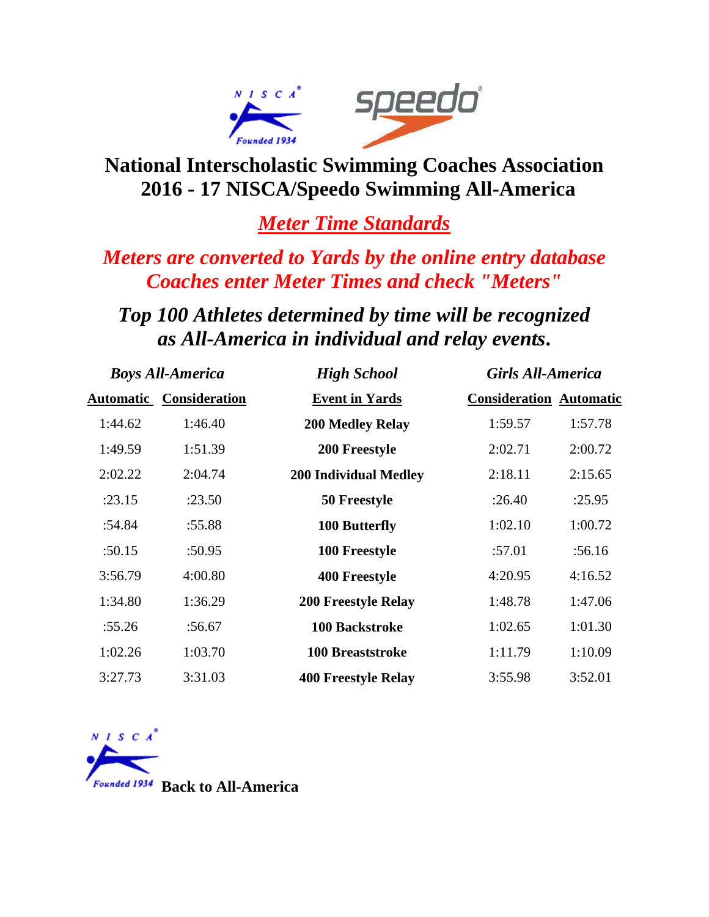# National Interscholastic Swimming Coaches Association
# 2016 - 17 NISCA/Speedo Swimming All-America

## *Meter Time Standards*

*Meters are converted to Yards by the online entry database*
*Coaches enter Meter Times and check "Meters"*

***Top 100 Athletes determined by time will be recognized as All-America in individual and relay events.***

| *Boys All-America* | | *High School* | *Girls All-America* | |
|---|---|---|---|---|
| **Automatic** | **Consideration** | **Event in Yards** | **Consideration** | **Automatic** |
| 1:44.62 | 1:46.40 | **200 Medley Relay** | 1:59.57 | 1:57.78 |
| 1:49.59 | 1:51.39 | **200 Freestyle** | 2:02.71 | 2:00.72 |
| 2:02.22 | 2:04.74 | **200 Individual Medley** | 2:18.11 | 2:15.65 |
| :23.15 | :23.50 | **50 Freestyle** | :26.40 | :25.95 |
| :54.84 | :55.88 | **100 Butterfly** | 1:02.10 | 1:00.72 |
| :50.15 | :50.95 | **100 Freestyle** | :57.01 | :56.16 |
| 3:56.79 | 4:00.80 | **400 Freestyle** | 4:20.95 | 4:16.52 |
| 1:34.80 | 1:36.29 | **200 Freestyle Relay** | 1:48.78 | 1:47.06 |
| :55.26 | :56.67 | **100 Backstroke** | 1:02.65 | 1:01.30 |
| 1:02.26 | 1:03.70 | **100 Breaststroke** | 1:11.79 | 1:10.09 |
| 3:27.73 | 3:31.03 | **400 Freestyle Relay** | 3:55.98 | 3:52.01 |

**Back to All-America**